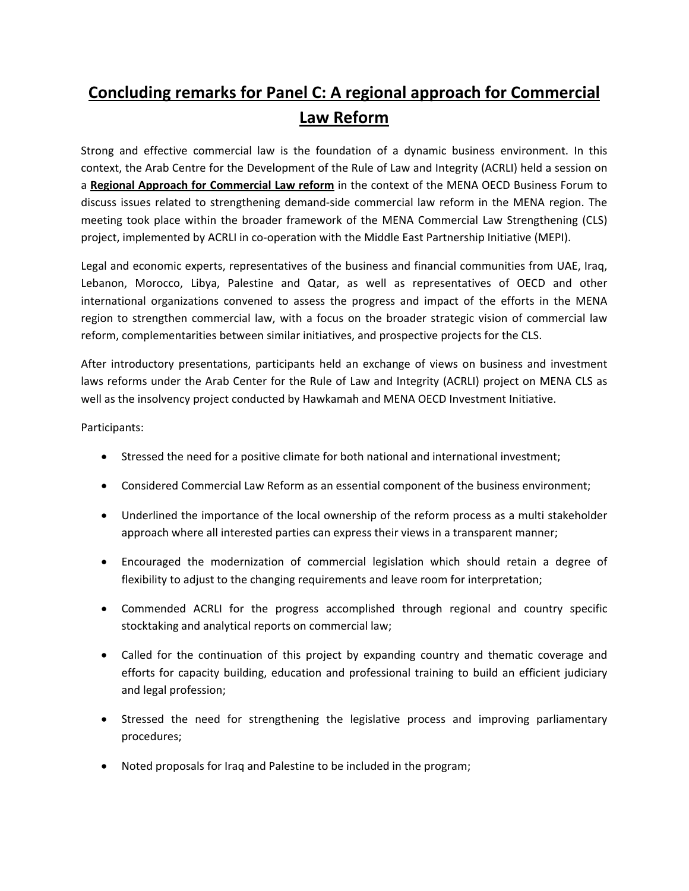# Concluding remarks for Panel C: A regional approach for Commercial Law Reform

Strong and effective commercial law is the foundation of a dynamic business environment. In this context, the Arab Centre for the Development of the Rule of Law and Integrity (ACRLI) held a session on a **Regional Approach for Commercial Law reform** in the context of the MENA OECD Business Forum to discuss issues related to strengthening demand-side commercial law reform in the MENA region. The meeting took place within the broader framework of the MENA Commercial Law Strengthening (CLS) project, implemented by ACRLI in co-operation with the Middle East Partnership Initiative (MEPI).

Legal and economic experts, representatives of the business and financial communities from UAE, Iraq, Lebanon, Morocco, Libya, Palestine and Qatar, as well as representatives of OECD and other international organizations convened to assess the progress and impact of the efforts in the MENA region to strengthen commercial law, with a focus on the broader strategic vision of commercial law reform, complementarities between similar initiatives, and prospective projects for the CLS.

After introductory presentations, participants held an exchange of views on business and investment laws reforms under the Arab Center for the Rule of Law and Integrity (ACRLI) project on MENA CLS as well as the insolvency project conducted by Hawkamah and MENA OECD Investment Initiative.

Participants:

- Stressed the need for a positive climate for both national and international investment;
- Considered Commercial Law Reform as an essential component of the business environment;
- Underlined the importance of the local ownership of the reform process as a multi stakeholder approach where all interested parties can express their views in a transparent manner;
- Encouraged the modernization of commercial legislation which should retain a degree of flexibility to adjust to the changing requirements and leave room for interpretation;
- Commended ACRLI for the progress accomplished through regional and country specific stocktaking and analytical reports on commercial law;
- Called for the continuation of this project by expanding country and thematic coverage and efforts for capacity building, education and professional training to build an efficient judiciary and legal profession;
- Stressed the need for strengthening the legislative process and improving parliamentary procedures;
- Noted proposals for Iraq and Palestine to be included in the program;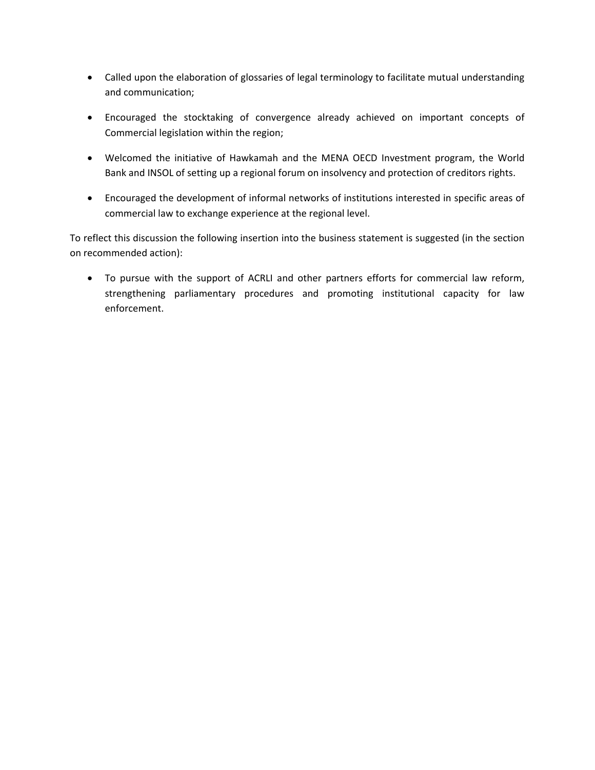- Called upon the elaboration of glossaries of legal terminology to facilitate mutual understanding and communication;

- Encouraged the stocktaking of convergence already achieved on important concepts of Commercial legislation within the region;

- Welcomed the initiative of Hawkamah and the MENA OECD Investment program, the World Bank and INSOL of setting up a regional forum on insolvency and protection of creditors rights.

- Encouraged the development of informal networks of institutions interested in specific areas of commercial law to exchange experience at the regional level.

To reflect this discussion the following insertion into the business statement is suggested (in the section on recommended action):

- To pursue with the support of ACRLI and other partners efforts for commercial law reform, strengthening parliamentary procedures and promoting institutional capacity for law enforcement.